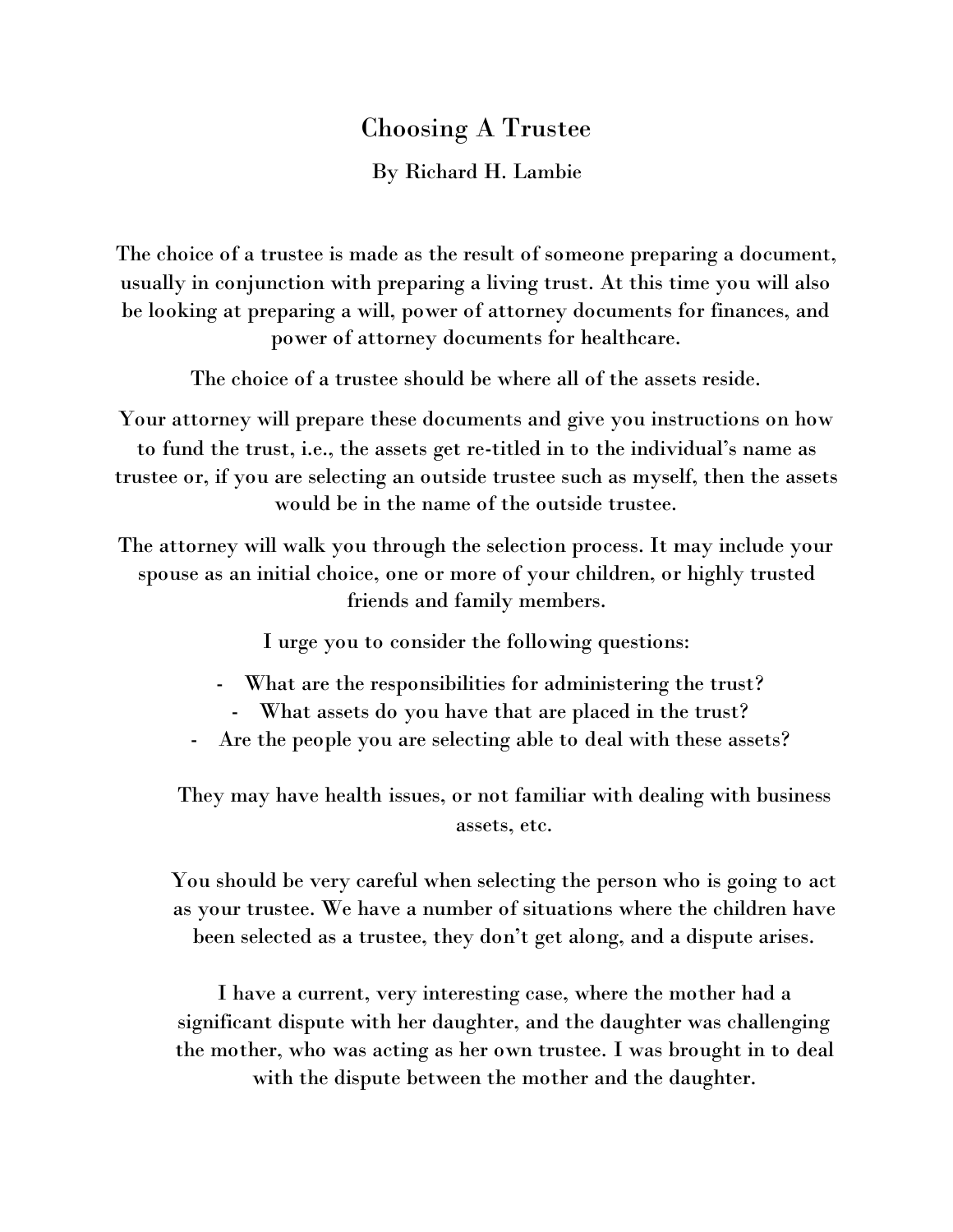# Choosing A Trustee

By Richard H. Lambie

The choice of a trustee is made as the result of someone preparing a document, usually in conjunction with preparing a living trust. At this time you will also be looking at preparing a will, power of attorney documents for finances, and power of attorney documents for healthcare.

The choice of a trustee should be where all of the assets reside.

Your attorney will prepare these documents and give you instructions on how to fund the trust, i.e., the assets get re-titled in to the individual's name as trustee or, if you are selecting an outside trustee such as myself, then the assets would be in the name of the outside trustee.

The attorney will walk you through the selection process. It may include your spouse as an initial choice, one or more of your children, or highly trusted friends and family members.

I urge you to consider the following questions:

- What are the responsibilities for administering the trust?
- What assets do you have that are placed in the trust?
- Are the people you are selecting able to deal with these assets?

They may have health issues, or not familiar with dealing with business assets, etc.

You should be very careful when selecting the person who is going to act as your trustee. We have a number of situations where the children have been selected as a trustee, they don't get along, and a dispute arises.

I have a current, very interesting case, where the mother had a significant dispute with her daughter, and the daughter was challenging the mother, who was acting as her own trustee. I was brought in to deal with the dispute between the mother and the daughter.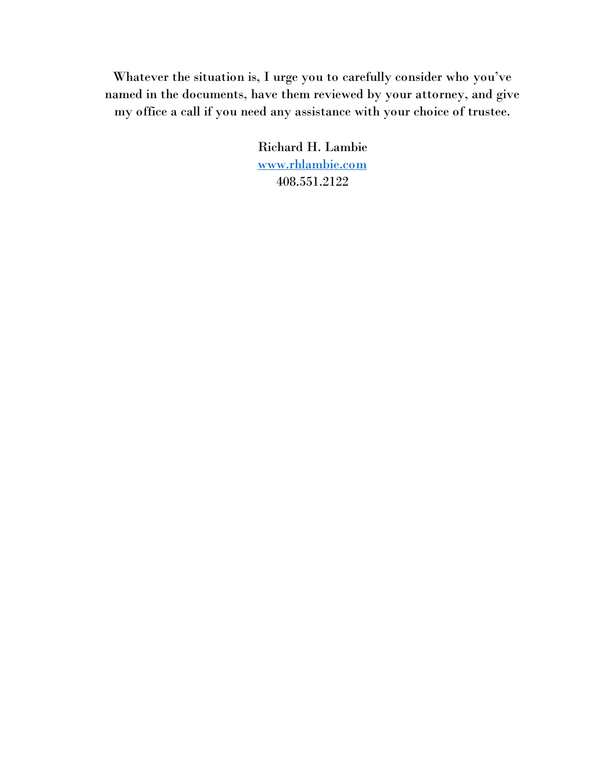Whatever the situation is, I urge you to carefully consider who you've named in the documents, have them reviewed by your attorney, and give my office a call if you need any assistance with your choice of trustee.

Richard H. Lambie
[www.rhlambie.com](http://www.rhlambie.com)
408.551.2122